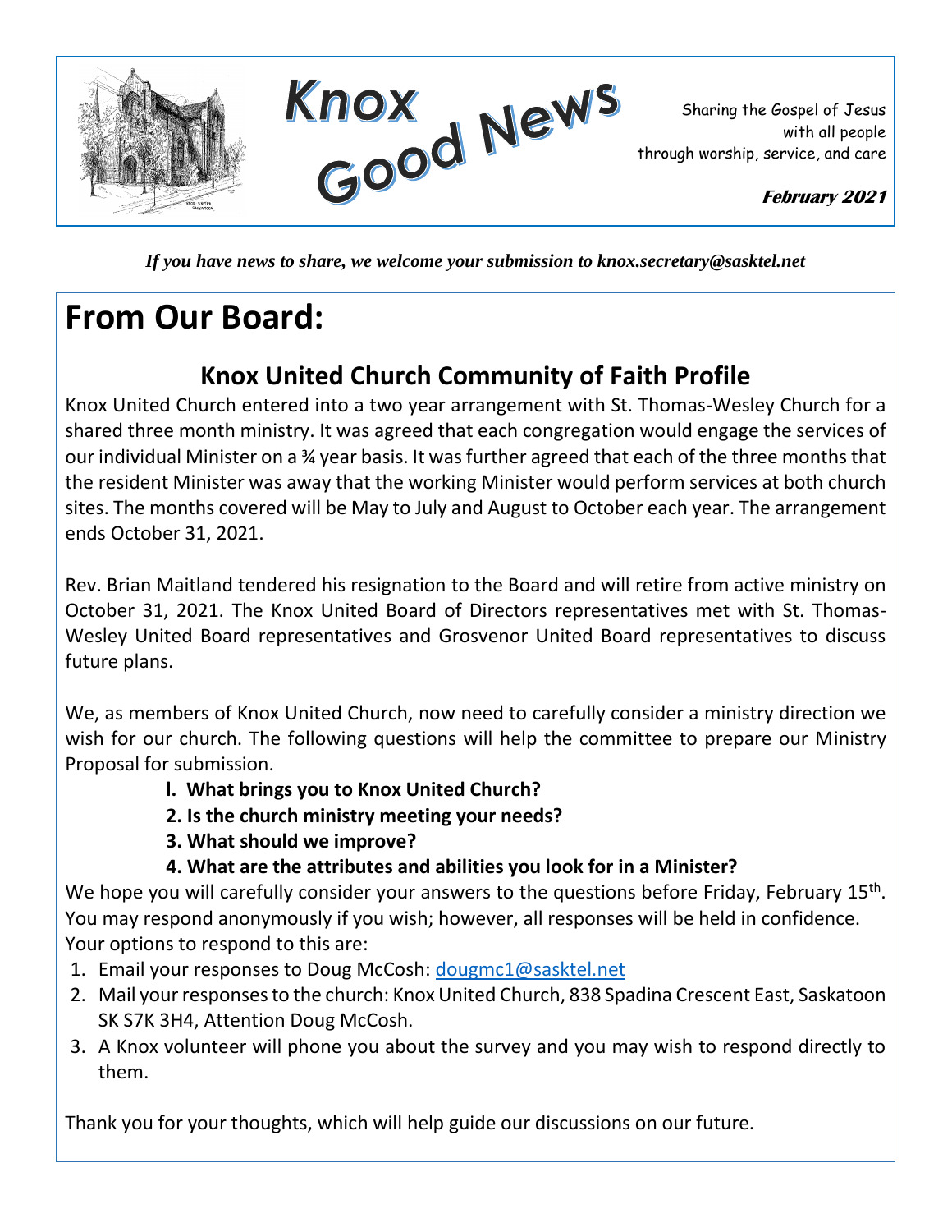# Knox Good News

Sharing the Gospel of Jesus
with all people
through worship, service, and care

***February 2021***

***If you have news to share, we welcome your submission to knox.secretary@sasktel.net***

# From Our Board:

## Knox United Church Community of Faith Profile

Knox United Church entered into a two year arrangement with St. Thomas-Wesley Church for a shared three month ministry. It was agreed that each congregation would engage the services of our individual Minister on a ¾ year basis. It was further agreed that each of the three months that the resident Minister was away that the working Minister would perform services at both church sites. The months covered will be May to July and August to October each year. The arrangement ends October 31, 2021.

Rev. Brian Maitland tendered his resignation to the Board and will retire from active ministry on October 31, 2021. The Knox United Board of Directors representatives met with St. Thomas-Wesley United Board representatives and Grosvenor United Board representatives to discuss future plans.

We, as members of Knox United Church, now need to carefully consider a ministry direction we wish for our church. The following questions will help the committee to prepare our Ministry Proposal for submission.

**l. What brings you to Knox United Church?**
**2. Is the church ministry meeting your needs?**
**3. What should we improve?**
**4. What are the attributes and abilities you look for in a Minister?**

We hope you will carefully consider your answers to the questions before Friday, February 15th. You may respond anonymously if you wish; however, all responses will be held in confidence. Your options to respond to this are:

1. Email your responses to Doug McCosh: dougmc1@sasktel.net
2. Mail your responses to the church: Knox United Church, 838 Spadina Crescent East, Saskatoon SK S7K 3H4, Attention Doug McCosh.
3. A Knox volunteer will phone you about the survey and you may wish to respond directly to them.

Thank you for your thoughts, which will help guide our discussions on our future.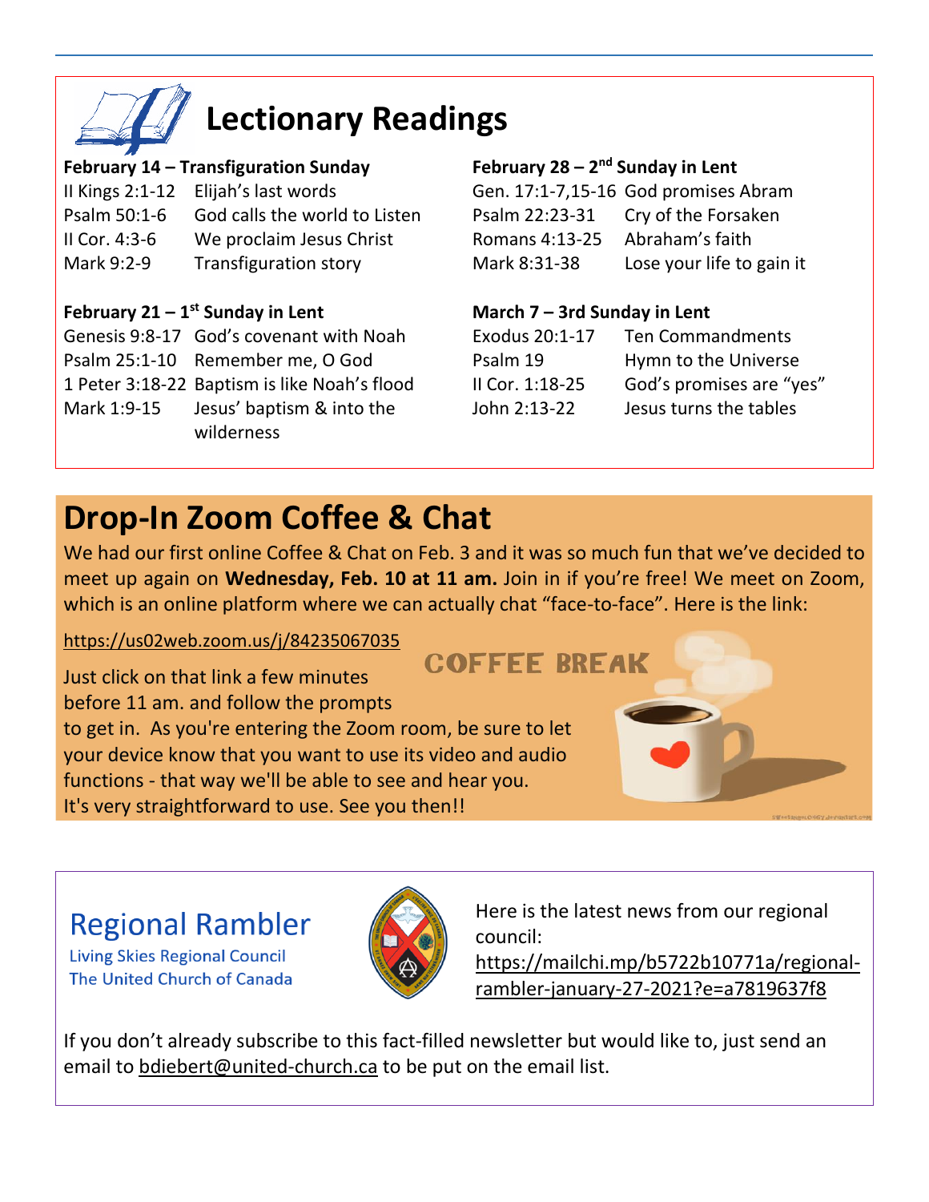# Lectionary Readings

**February 14 – Transfiguration Sunday**

| | |
|---|---|
| II Kings 2:1-12 | Elijah's last words |
| Psalm 50:1-6 | God calls the world to Listen |
| II Cor. 4:3-6 | We proclaim Jesus Christ |
| Mark 9:2-9 | Transfiguration story |

**February 21 – 1st Sunday in Lent**

| | |
|---|---|
| Genesis 9:8-17 | God's covenant with Noah |
| Psalm 25:1-10 | Remember me, O God |
| 1 Peter 3:18-22 | Baptism is like Noah's flood |
| Mark 1:9-15 | Jesus' baptism & into the wilderness |

**February 28 – 2nd Sunday in Lent**

| | |
|---|---|
| Gen. 17:1-7,15-16 | God promises Abram |
| Psalm 22:23-31 | Cry of the Forsaken |
| Romans 4:13-25 | Abraham's faith |
| Mark 8:31-38 | Lose your life to gain it |

**March 7 – 3rd Sunday in Lent**

| | |
|---|---|
| Exodus 20:1-17 | Ten Commandments |
| Psalm 19 | Hymn to the Universe |
| II Cor. 1:18-25 | God's promises are "yes" |
| John 2:13-22 | Jesus turns the tables |

# Drop-In Zoom Coffee & Chat

We had our first online Coffee & Chat on Feb. 3 and it was so much fun that we've decided to meet up again on **Wednesday, Feb. 10 at 11 am.** Join in if you're free! We meet on Zoom, which is an online platform where we can actually chat "face-to-face". Here is the link:

https://us02web.zoom.us/j/84235067035

COFFEE BREAK

Just click on that link a few minutes before 11 am. and follow the prompts to get in. As you're entering the Zoom room, be sure to let your device know that you want to use its video and audio functions - that way we'll be able to see and hear you. It's very straightforward to use. See you then!!

## Regional Rambler

Living Skies Regional Council
The United Church of Canada

Here is the latest news from our regional council: https://mailchi.mp/b5722b10771a/regional-rambler-january-27-2021?e=a7819637f8

If you don't already subscribe to this fact-filled newsletter but would like to, just send an email to bdiebert@united-church.ca to be put on the email list.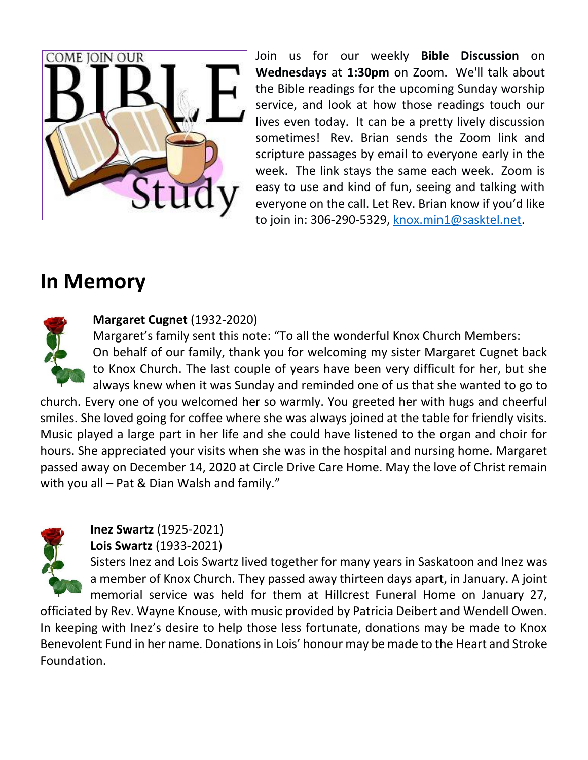Join us for our weekly **Bible Discussion** on **Wednesdays** at **1:30pm** on Zoom. We'll talk about the Bible readings for the upcoming Sunday worship service, and look at how those readings touch our lives even today. It can be a pretty lively discussion sometimes! Rev. Brian sends the Zoom link and scripture passages by email to everyone early in the week. The link stays the same each week. Zoom is easy to use and kind of fun, seeing and talking with everyone on the call. Let Rev. Brian know if you'd like to join in: 306-290-5329, knox.min1@sasktel.net.

# In Memory

**Margaret Cugnet** (1932-2020)

Margaret's family sent this note: "To all the wonderful Knox Church Members:
On behalf of our family, thank you for welcoming my sister Margaret Cugnet back to Knox Church. The last couple of years have been very difficult for her, but she always knew when it was Sunday and reminded one of us that she wanted to go to church. Every one of you welcomed her so warmly. You greeted her with hugs and cheerful smiles. She loved going for coffee where she was always joined at the table for friendly visits. Music played a large part in her life and she could have listened to the organ and choir for hours. She appreciated your visits when she was in the hospital and nursing home. Margaret passed away on December 14, 2020 at Circle Drive Care Home. May the love of Christ remain with you all – Pat & Dian Walsh and family."

**Inez Swartz** (1925-2021)
**Lois Swartz** (1933-2021)

Sisters Inez and Lois Swartz lived together for many years in Saskatoon and Inez was a member of Knox Church. They passed away thirteen days apart, in January. A joint memorial service was held for them at Hillcrest Funeral Home on January 27, officiated by Rev. Wayne Knouse, with music provided by Patricia Deibert and Wendell Owen. In keeping with Inez's desire to help those less fortunate, donations may be made to Knox Benevolent Fund in her name. Donations in Lois' honour may be made to the Heart and Stroke Foundation.